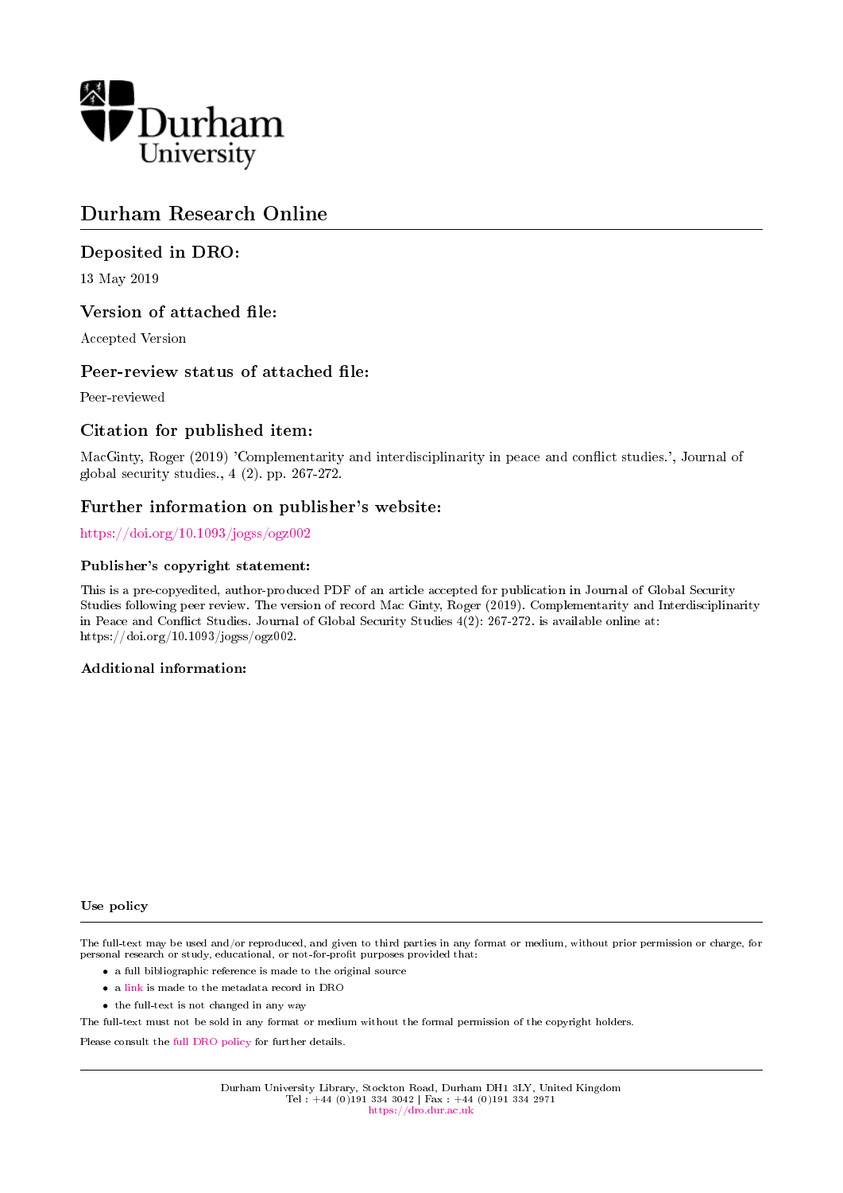Durham University

# Durham Research Online

## Deposited in DRO:

13 May 2019

## Version of attached file:

Accepted Version

## Peer-review status of attached file:

Peer-reviewed

## Citation for published item:

MacGinty, Roger (2019) 'Complementarity and interdisciplinarity in peace and conflict studies.', Journal of global security studies., 4 (2). pp. 267-272.

## Further information on publisher's website:

https://doi.org/10.1093/jogss/ogz002

### Publisher's copyright statement:

This is a pre-copyedited, author-produced PDF of an article accepted for publication in Journal of Global Security Studies following peer review. The version of record Mac Ginty, Roger (2019). Complementarity and Interdisciplinarity in Peace and Conflict Studies. Journal of Global Security Studies 4(2): 267-272. is available online at: https://doi.org/10.1093/jogss/ogz002.

### Additional information:

#### Use policy

The full-text may be used and/or reproduced, and given to third parties in any format or medium, without prior permission or charge, for personal research or study, educational, or not-for-profit purposes provided that:

- a full bibliographic reference is made to the original source
- a link is made to the metadata record in DRO
- the full-text is not changed in any way

The full-text must not be sold in any format or medium without the formal permission of the copyright holders.

Please consult the full DRO policy for further details.

Durham University Library, Stockton Road, Durham DH1 3LY, United Kingdom
Tel : +44 (0)191 334 3042 | Fax : +44 (0)191 334 2971
https://dro.dur.ac.uk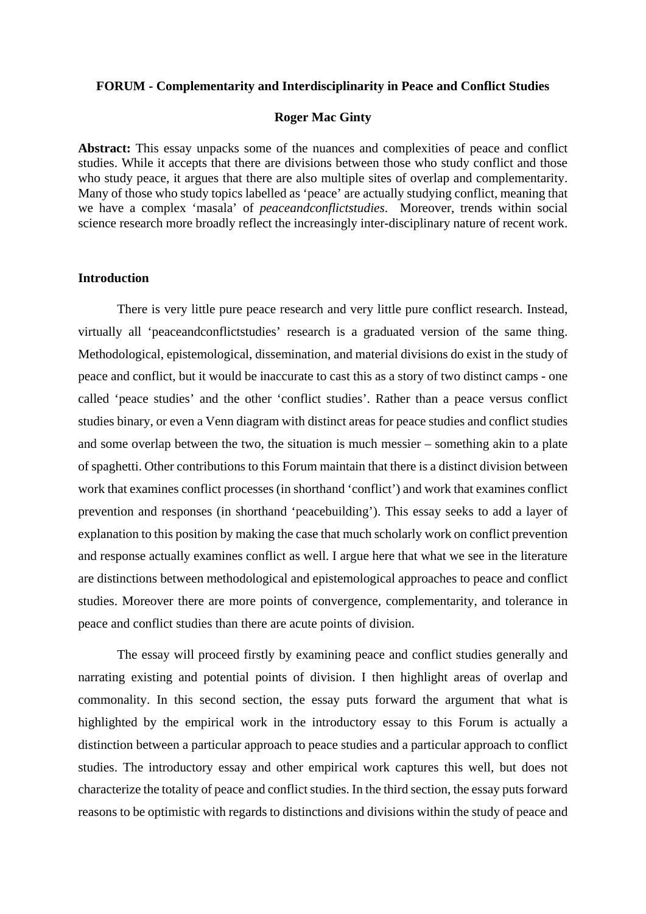**FORUM - Complementarity and Interdisciplinarity in Peace and Conflict Studies**

**Roger Mac Ginty**

**Abstract:** This essay unpacks some of the nuances and complexities of peace and conflict studies. While it accepts that there are divisions between those who study conflict and those who study peace, it argues that there are also multiple sites of overlap and complementarity. Many of those who study topics labelled as 'peace' are actually studying conflict, meaning that we have a complex 'masala' of *peaceandconflictstudies*. Moreover, trends within social science research more broadly reflect the increasingly inter-disciplinary nature of recent work.

## Introduction

There is very little pure peace research and very little pure conflict research. Instead, virtually all 'peaceandconflictstudies' research is a graduated version of the same thing. Methodological, epistemological, dissemination, and material divisions do exist in the study of peace and conflict, but it would be inaccurate to cast this as a story of two distinct camps - one called 'peace studies' and the other 'conflict studies'. Rather than a peace versus conflict studies binary, or even a Venn diagram with distinct areas for peace studies and conflict studies and some overlap between the two, the situation is much messier – something akin to a plate of spaghetti. Other contributions to this Forum maintain that there is a distinct division between work that examines conflict processes (in shorthand 'conflict') and work that examines conflict prevention and responses (in shorthand 'peacebuilding'). This essay seeks to add a layer of explanation to this position by making the case that much scholarly work on conflict prevention and response actually examines conflict as well. I argue here that what we see in the literature are distinctions between methodological and epistemological approaches to peace and conflict studies. Moreover there are more points of convergence, complementarity, and tolerance in peace and conflict studies than there are acute points of division.

The essay will proceed firstly by examining peace and conflict studies generally and narrating existing and potential points of division. I then highlight areas of overlap and commonality. In this second section, the essay puts forward the argument that what is highlighted by the empirical work in the introductory essay to this Forum is actually a distinction between a particular approach to peace studies and a particular approach to conflict studies. The introductory essay and other empirical work captures this well, but does not characterize the totality of peace and conflict studies. In the third section, the essay puts forward reasons to be optimistic with regards to distinctions and divisions within the study of peace and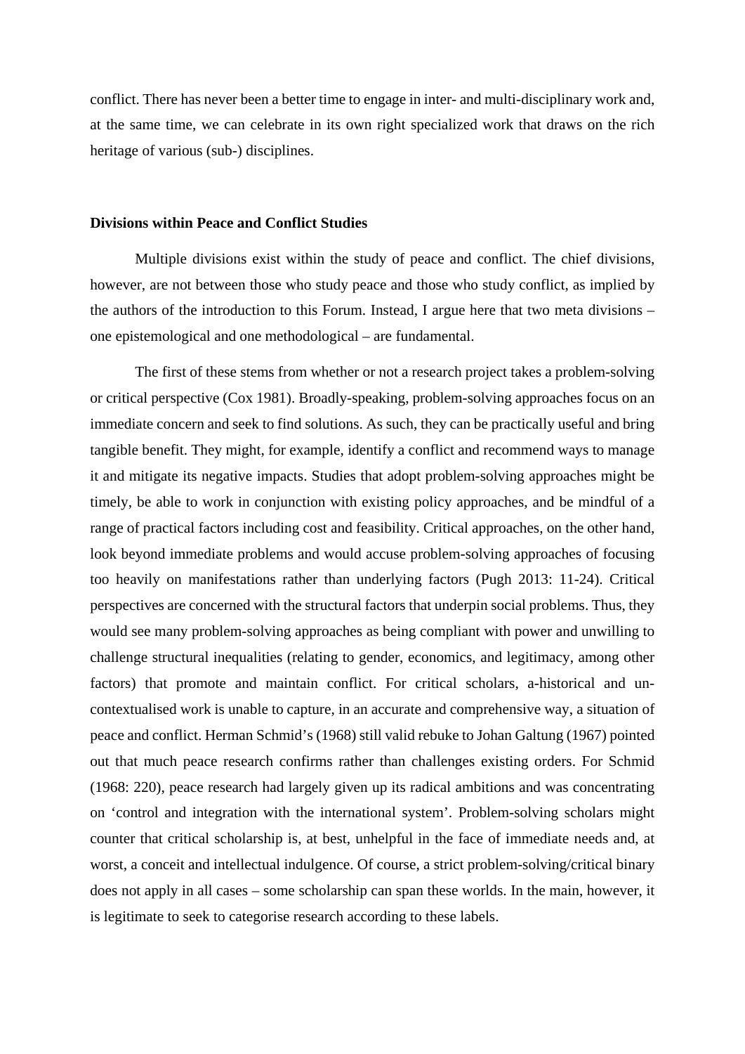conflict. There has never been a better time to engage in inter- and multi-disciplinary work and, at the same time, we can celebrate in its own right specialized work that draws on the rich heritage of various (sub-) disciplines.

## Divisions within Peace and Conflict Studies

Multiple divisions exist within the study of peace and conflict. The chief divisions, however, are not between those who study peace and those who study conflict, as implied by the authors of the introduction to this Forum. Instead, I argue here that two meta divisions – one epistemological and one methodological – are fundamental.

The first of these stems from whether or not a research project takes a problem-solving or critical perspective (Cox 1981). Broadly-speaking, problem-solving approaches focus on an immediate concern and seek to find solutions. As such, they can be practically useful and bring tangible benefit. They might, for example, identify a conflict and recommend ways to manage it and mitigate its negative impacts. Studies that adopt problem-solving approaches might be timely, be able to work in conjunction with existing policy approaches, and be mindful of a range of practical factors including cost and feasibility. Critical approaches, on the other hand, look beyond immediate problems and would accuse problem-solving approaches of focusing too heavily on manifestations rather than underlying factors (Pugh 2013: 11-24). Critical perspectives are concerned with the structural factors that underpin social problems. Thus, they would see many problem-solving approaches as being compliant with power and unwilling to challenge structural inequalities (relating to gender, economics, and legitimacy, among other factors) that promote and maintain conflict. For critical scholars, a-historical and un-contextualised work is unable to capture, in an accurate and comprehensive way, a situation of peace and conflict. Herman Schmid's (1968) still valid rebuke to Johan Galtung (1967) pointed out that much peace research confirms rather than challenges existing orders. For Schmid (1968: 220), peace research had largely given up its radical ambitions and was concentrating on 'control and integration with the international system'. Problem-solving scholars might counter that critical scholarship is, at best, unhelpful in the face of immediate needs and, at worst, a conceit and intellectual indulgence. Of course, a strict problem-solving/critical binary does not apply in all cases – some scholarship can span these worlds. In the main, however, it is legitimate to seek to categorise research according to these labels.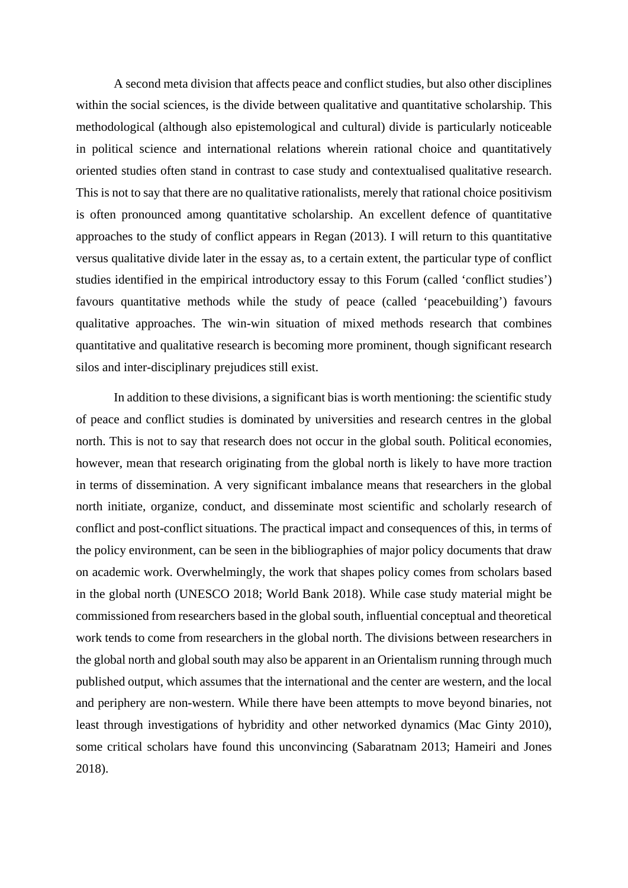A second meta division that affects peace and conflict studies, but also other disciplines within the social sciences, is the divide between qualitative and quantitative scholarship. This methodological (although also epistemological and cultural) divide is particularly noticeable in political science and international relations wherein rational choice and quantitatively oriented studies often stand in contrast to case study and contextualised qualitative research. This is not to say that there are no qualitative rationalists, merely that rational choice positivism is often pronounced among quantitative scholarship. An excellent defence of quantitative approaches to the study of conflict appears in Regan (2013). I will return to this quantitative versus qualitative divide later in the essay as, to a certain extent, the particular type of conflict studies identified in the empirical introductory essay to this Forum (called 'conflict studies') favours quantitative methods while the study of peace (called 'peacebuilding') favours qualitative approaches. The win-win situation of mixed methods research that combines quantitative and qualitative research is becoming more prominent, though significant research silos and inter-disciplinary prejudices still exist.

In addition to these divisions, a significant bias is worth mentioning: the scientific study of peace and conflict studies is dominated by universities and research centres in the global north. This is not to say that research does not occur in the global south. Political economies, however, mean that research originating from the global north is likely to have more traction in terms of dissemination. A very significant imbalance means that researchers in the global north initiate, organize, conduct, and disseminate most scientific and scholarly research of conflict and post-conflict situations. The practical impact and consequences of this, in terms of the policy environment, can be seen in the bibliographies of major policy documents that draw on academic work. Overwhelmingly, the work that shapes policy comes from scholars based in the global north (UNESCO 2018; World Bank 2018). While case study material might be commissioned from researchers based in the global south, influential conceptual and theoretical work tends to come from researchers in the global north. The divisions between researchers in the global north and global south may also be apparent in an Orientalism running through much published output, which assumes that the international and the center are western, and the local and periphery are non-western. While there have been attempts to move beyond binaries, not least through investigations of hybridity and other networked dynamics (Mac Ginty 2010), some critical scholars have found this unconvincing (Sabaratnam 2013; Hameiri and Jones 2018).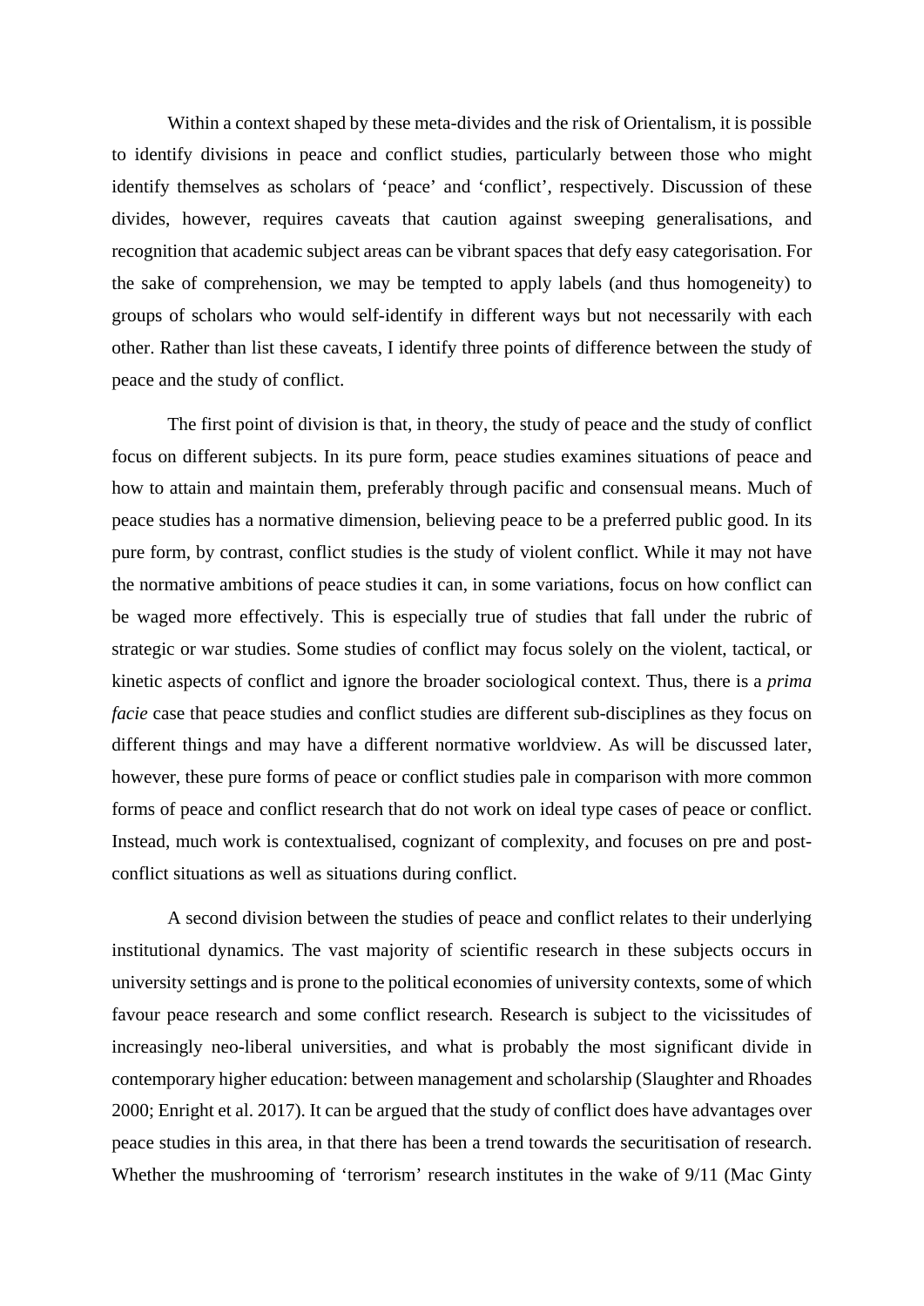Within a context shaped by these meta-divides and the risk of Orientalism, it is possible to identify divisions in peace and conflict studies, particularly between those who might identify themselves as scholars of 'peace' and 'conflict', respectively. Discussion of these divides, however, requires caveats that caution against sweeping generalisations, and recognition that academic subject areas can be vibrant spaces that defy easy categorisation. For the sake of comprehension, we may be tempted to apply labels (and thus homogeneity) to groups of scholars who would self-identify in different ways but not necessarily with each other. Rather than list these caveats, I identify three points of difference between the study of peace and the study of conflict.

The first point of division is that, in theory, the study of peace and the study of conflict focus on different subjects. In its pure form, peace studies examines situations of peace and how to attain and maintain them, preferably through pacific and consensual means. Much of peace studies has a normative dimension, believing peace to be a preferred public good. In its pure form, by contrast, conflict studies is the study of violent conflict. While it may not have the normative ambitions of peace studies it can, in some variations, focus on how conflict can be waged more effectively. This is especially true of studies that fall under the rubric of strategic or war studies. Some studies of conflict may focus solely on the violent, tactical, or kinetic aspects of conflict and ignore the broader sociological context. Thus, there is a *prima facie* case that peace studies and conflict studies are different sub-disciplines as they focus on different things and may have a different normative worldview. As will be discussed later, however, these pure forms of peace or conflict studies pale in comparison with more common forms of peace and conflict research that do not work on ideal type cases of peace or conflict. Instead, much work is contextualised, cognizant of complexity, and focuses on pre and post-conflict situations as well as situations during conflict.

A second division between the studies of peace and conflict relates to their underlying institutional dynamics. The vast majority of scientific research in these subjects occurs in university settings and is prone to the political economies of university contexts, some of which favour peace research and some conflict research. Research is subject to the vicissitudes of increasingly neo-liberal universities, and what is probably the most significant divide in contemporary higher education: between management and scholarship (Slaughter and Rhoades 2000; Enright et al. 2017). It can be argued that the study of conflict does have advantages over peace studies in this area, in that there has been a trend towards the securitisation of research. Whether the mushrooming of 'terrorism' research institutes in the wake of 9/11 (Mac Ginty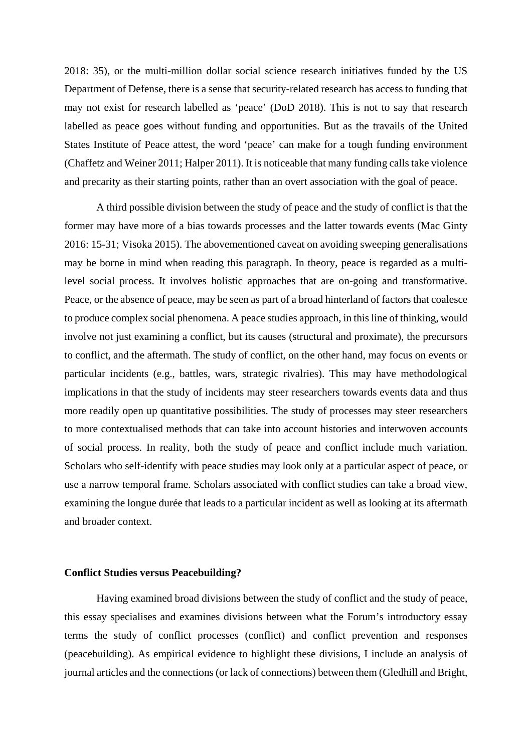2018: 35), or the multi-million dollar social science research initiatives funded by the US Department of Defense, there is a sense that security-related research has access to funding that may not exist for research labelled as 'peace' (DoD 2018). This is not to say that research labelled as peace goes without funding and opportunities. But as the travails of the United States Institute of Peace attest, the word 'peace' can make for a tough funding environment (Chaffetz and Weiner 2011; Halper 2011). It is noticeable that many funding calls take violence and precarity as their starting points, rather than an overt association with the goal of peace.

A third possible division between the study of peace and the study of conflict is that the former may have more of a bias towards processes and the latter towards events (Mac Ginty 2016: 15-31; Visoka 2015). The abovementioned caveat on avoiding sweeping generalisations may be borne in mind when reading this paragraph. In theory, peace is regarded as a multi-level social process. It involves holistic approaches that are on-going and transformative. Peace, or the absence of peace, may be seen as part of a broad hinterland of factors that coalesce to produce complex social phenomena. A peace studies approach, in this line of thinking, would involve not just examining a conflict, but its causes (structural and proximate), the precursors to conflict, and the aftermath. The study of conflict, on the other hand, may focus on events or particular incidents (e.g., battles, wars, strategic rivalries). This may have methodological implications in that the study of incidents may steer researchers towards events data and thus more readily open up quantitative possibilities. The study of processes may steer researchers to more contextualised methods that can take into account histories and interwoven accounts of social process. In reality, both the study of peace and conflict include much variation. Scholars who self-identify with peace studies may look only at a particular aspect of peace, or use a narrow temporal frame. Scholars associated with conflict studies can take a broad view, examining the longue durée that leads to a particular incident as well as looking at its aftermath and broader context.

**Conflict Studies versus Peacebuilding?**

Having examined broad divisions between the study of conflict and the study of peace, this essay specialises and examines divisions between what the Forum's introductory essay terms the study of conflict processes (conflict) and conflict prevention and responses (peacebuilding). As empirical evidence to highlight these divisions, I include an analysis of journal articles and the connections (or lack of connections) between them (Gledhill and Bright,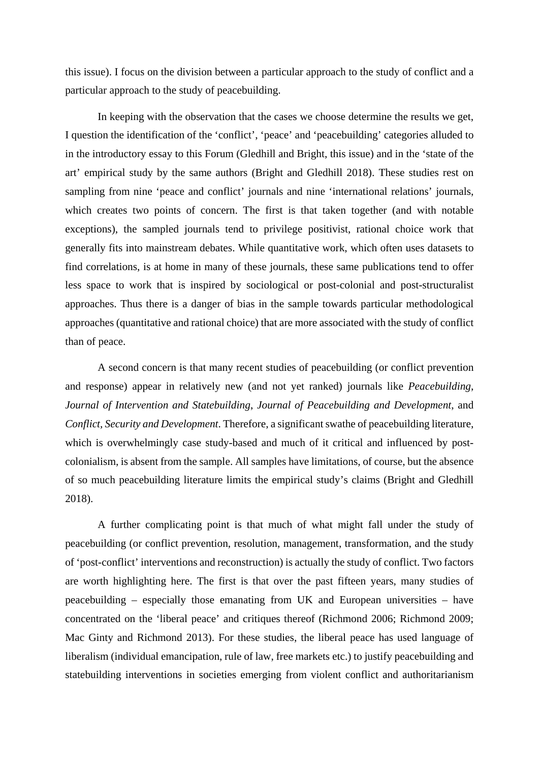this issue). I focus on the division between a particular approach to the study of conflict and a particular approach to the study of peacebuilding.

In keeping with the observation that the cases we choose determine the results we get, I question the identification of the 'conflict', 'peace' and 'peacebuilding' categories alluded to in the introductory essay to this Forum (Gledhill and Bright, this issue) and in the 'state of the art' empirical study by the same authors (Bright and Gledhill 2018). These studies rest on sampling from nine 'peace and conflict' journals and nine 'international relations' journals, which creates two points of concern. The first is that taken together (and with notable exceptions), the sampled journals tend to privilege positivist, rational choice work that generally fits into mainstream debates. While quantitative work, which often uses datasets to find correlations, is at home in many of these journals, these same publications tend to offer less space to work that is inspired by sociological or post-colonial and post-structuralist approaches. Thus there is a danger of bias in the sample towards particular methodological approaches (quantitative and rational choice) that are more associated with the study of conflict than of peace.

A second concern is that many recent studies of peacebuilding (or conflict prevention and response) appear in relatively new (and not yet ranked) journals like *Peacebuilding*, *Journal of Intervention and Statebuilding*, *Journal of Peacebuilding and Development*, and *Conflict, Security and Development*. Therefore, a significant swathe of peacebuilding literature, which is overwhelmingly case study-based and much of it critical and influenced by post-colonialism, is absent from the sample. All samples have limitations, of course, but the absence of so much peacebuilding literature limits the empirical study's claims (Bright and Gledhill 2018).

A further complicating point is that much of what might fall under the study of peacebuilding (or conflict prevention, resolution, management, transformation, and the study of 'post-conflict' interventions and reconstruction) is actually the study of conflict. Two factors are worth highlighting here. The first is that over the past fifteen years, many studies of peacebuilding – especially those emanating from UK and European universities – have concentrated on the 'liberal peace' and critiques thereof (Richmond 2006; Richmond 2009; Mac Ginty and Richmond 2013). For these studies, the liberal peace has used language of liberalism (individual emancipation, rule of law, free markets etc.) to justify peacebuilding and statebuilding interventions in societies emerging from violent conflict and authoritarianism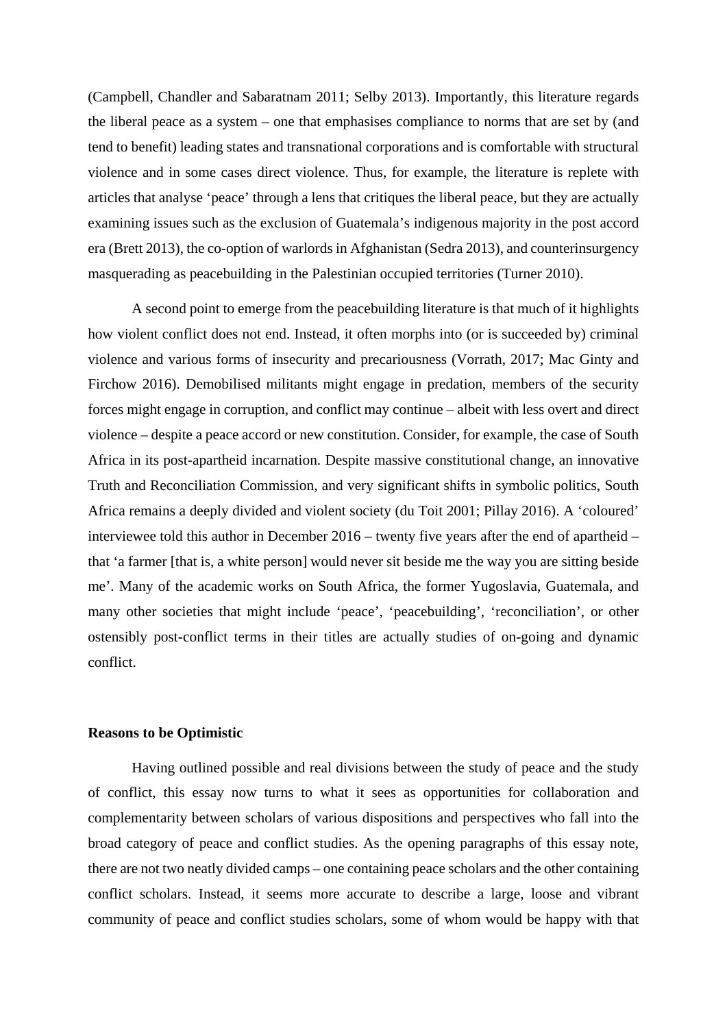(Campbell, Chandler and Sabaratnam 2011; Selby 2013). Importantly, this literature regards the liberal peace as a system – one that emphasises compliance to norms that are set by (and tend to benefit) leading states and transnational corporations and is comfortable with structural violence and in some cases direct violence. Thus, for example, the literature is replete with articles that analyse 'peace' through a lens that critiques the liberal peace, but they are actually examining issues such as the exclusion of Guatemala's indigenous majority in the post accord era (Brett 2013), the co-option of warlords in Afghanistan (Sedra 2013), and counterinsurgency masquerading as peacebuilding in the Palestinian occupied territories (Turner 2010).

A second point to emerge from the peacebuilding literature is that much of it highlights how violent conflict does not end. Instead, it often morphs into (or is succeeded by) criminal violence and various forms of insecurity and precariousness (Vorrath, 2017; Mac Ginty and Firchow 2016). Demobilised militants might engage in predation, members of the security forces might engage in corruption, and conflict may continue – albeit with less overt and direct violence – despite a peace accord or new constitution. Consider, for example, the case of South Africa in its post-apartheid incarnation. Despite massive constitutional change, an innovative Truth and Reconciliation Commission, and very significant shifts in symbolic politics, South Africa remains a deeply divided and violent society (du Toit 2001; Pillay 2016). A 'coloured' interviewee told this author in December 2016 – twenty five years after the end of apartheid – that 'a farmer [that is, a white person] would never sit beside me the way you are sitting beside me'. Many of the academic works on South Africa, the former Yugoslavia, Guatemala, and many other societies that might include 'peace', 'peacebuilding', 'reconciliation', or other ostensibly post-conflict terms in their titles are actually studies of on-going and dynamic conflict.

**Reasons to be Optimistic**

Having outlined possible and real divisions between the study of peace and the study of conflict, this essay now turns to what it sees as opportunities for collaboration and complementarity between scholars of various dispositions and perspectives who fall into the broad category of peace and conflict studies. As the opening paragraphs of this essay note, there are not two neatly divided camps – one containing peace scholars and the other containing conflict scholars. Instead, it seems more accurate to describe a large, loose and vibrant community of peace and conflict studies scholars, some of whom would be happy with that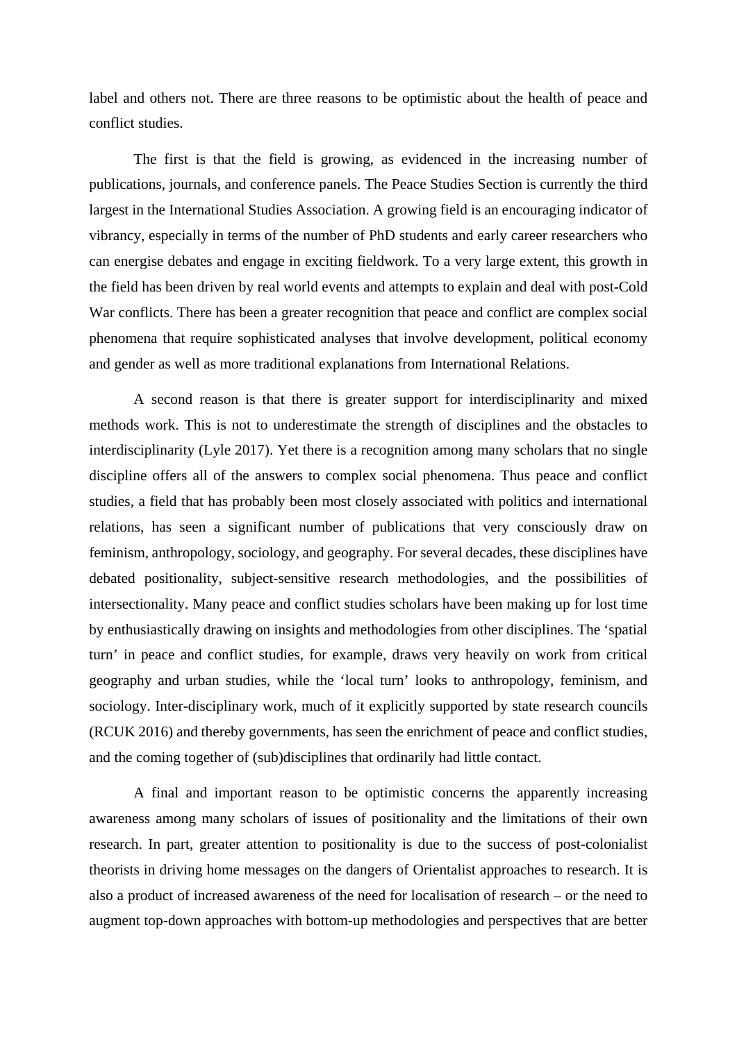label and others not. There are three reasons to be optimistic about the health of peace and conflict studies.

The first is that the field is growing, as evidenced in the increasing number of publications, journals, and conference panels. The Peace Studies Section is currently the third largest in the International Studies Association. A growing field is an encouraging indicator of vibrancy, especially in terms of the number of PhD students and early career researchers who can energise debates and engage in exciting fieldwork. To a very large extent, this growth in the field has been driven by real world events and attempts to explain and deal with post-Cold War conflicts. There has been a greater recognition that peace and conflict are complex social phenomena that require sophisticated analyses that involve development, political economy and gender as well as more traditional explanations from International Relations.

A second reason is that there is greater support for interdisciplinarity and mixed methods work. This is not to underestimate the strength of disciplines and the obstacles to interdisciplinarity (Lyle 2017). Yet there is a recognition among many scholars that no single discipline offers all of the answers to complex social phenomena. Thus peace and conflict studies, a field that has probably been most closely associated with politics and international relations, has seen a significant number of publications that very consciously draw on feminism, anthropology, sociology, and geography. For several decades, these disciplines have debated positionality, subject-sensitive research methodologies, and the possibilities of intersectionality. Many peace and conflict studies scholars have been making up for lost time by enthusiastically drawing on insights and methodologies from other disciplines. The 'spatial turn' in peace and conflict studies, for example, draws very heavily on work from critical geography and urban studies, while the 'local turn' looks to anthropology, feminism, and sociology. Inter-disciplinary work, much of it explicitly supported by state research councils (RCUK 2016) and thereby governments, has seen the enrichment of peace and conflict studies, and the coming together of (sub)disciplines that ordinarily had little contact.

A final and important reason to be optimistic concerns the apparently increasing awareness among many scholars of issues of positionality and the limitations of their own research. In part, greater attention to positionality is due to the success of post-colonialist theorists in driving home messages on the dangers of Orientalist approaches to research. It is also a product of increased awareness of the need for localisation of research – or the need to augment top-down approaches with bottom-up methodologies and perspectives that are better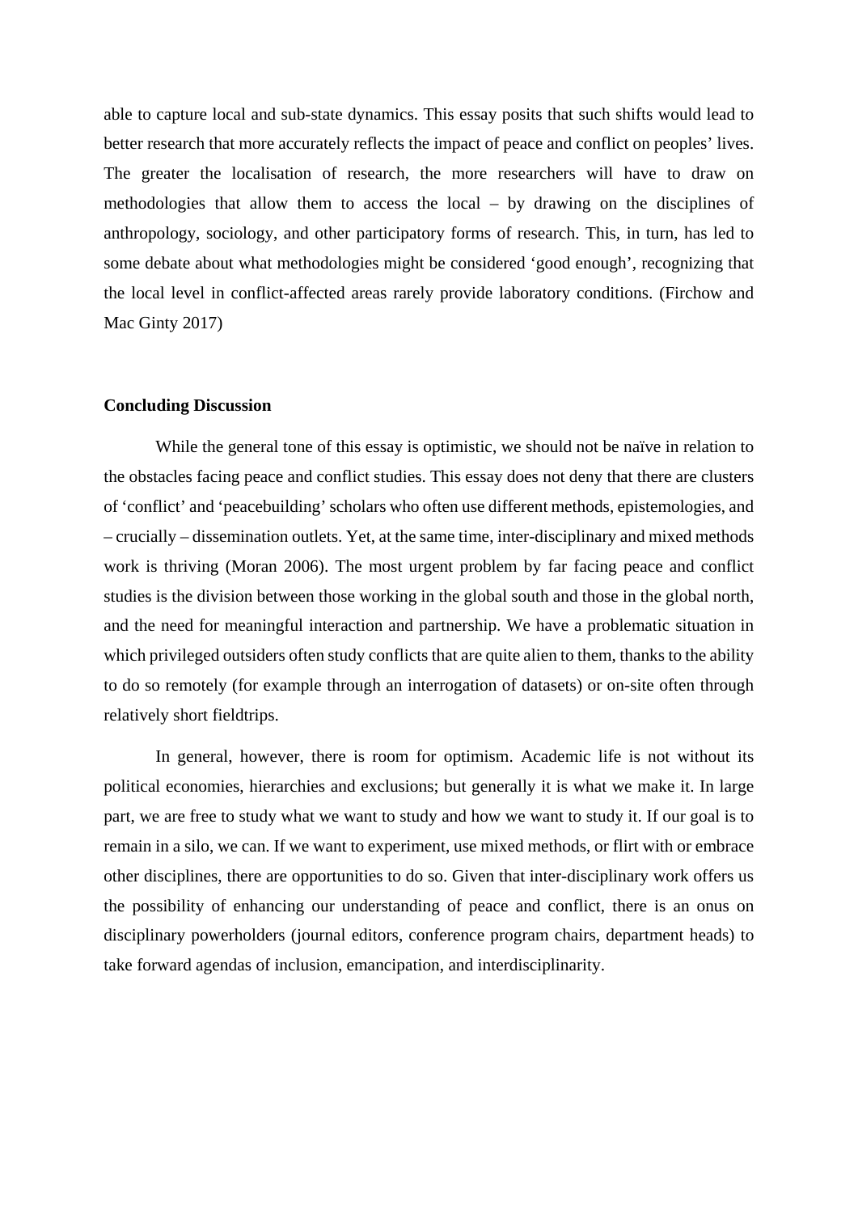able to capture local and sub-state dynamics. This essay posits that such shifts would lead to better research that more accurately reflects the impact of peace and conflict on peoples' lives. The greater the localisation of research, the more researchers will have to draw on methodologies that allow them to access the local – by drawing on the disciplines of anthropology, sociology, and other participatory forms of research. This, in turn, has led to some debate about what methodologies might be considered 'good enough', recognizing that the local level in conflict-affected areas rarely provide laboratory conditions. (Firchow and Mac Ginty 2017)

**Concluding Discussion**

While the general tone of this essay is optimistic, we should not be naïve in relation to the obstacles facing peace and conflict studies. This essay does not deny that there are clusters of 'conflict' and 'peacebuilding' scholars who often use different methods, epistemologies, and – crucially – dissemination outlets. Yet, at the same time, inter-disciplinary and mixed methods work is thriving (Moran 2006). The most urgent problem by far facing peace and conflict studies is the division between those working in the global south and those in the global north, and the need for meaningful interaction and partnership. We have a problematic situation in which privileged outsiders often study conflicts that are quite alien to them, thanks to the ability to do so remotely (for example through an interrogation of datasets) or on-site often through relatively short fieldtrips.

In general, however, there is room for optimism. Academic life is not without its political economies, hierarchies and exclusions; but generally it is what we make it. In large part, we are free to study what we want to study and how we want to study it. If our goal is to remain in a silo, we can. If we want to experiment, use mixed methods, or flirt with or embrace other disciplines, there are opportunities to do so. Given that inter-disciplinary work offers us the possibility of enhancing our understanding of peace and conflict, there is an onus on disciplinary powerholders (journal editors, conference program chairs, department heads) to take forward agendas of inclusion, emancipation, and interdisciplinarity.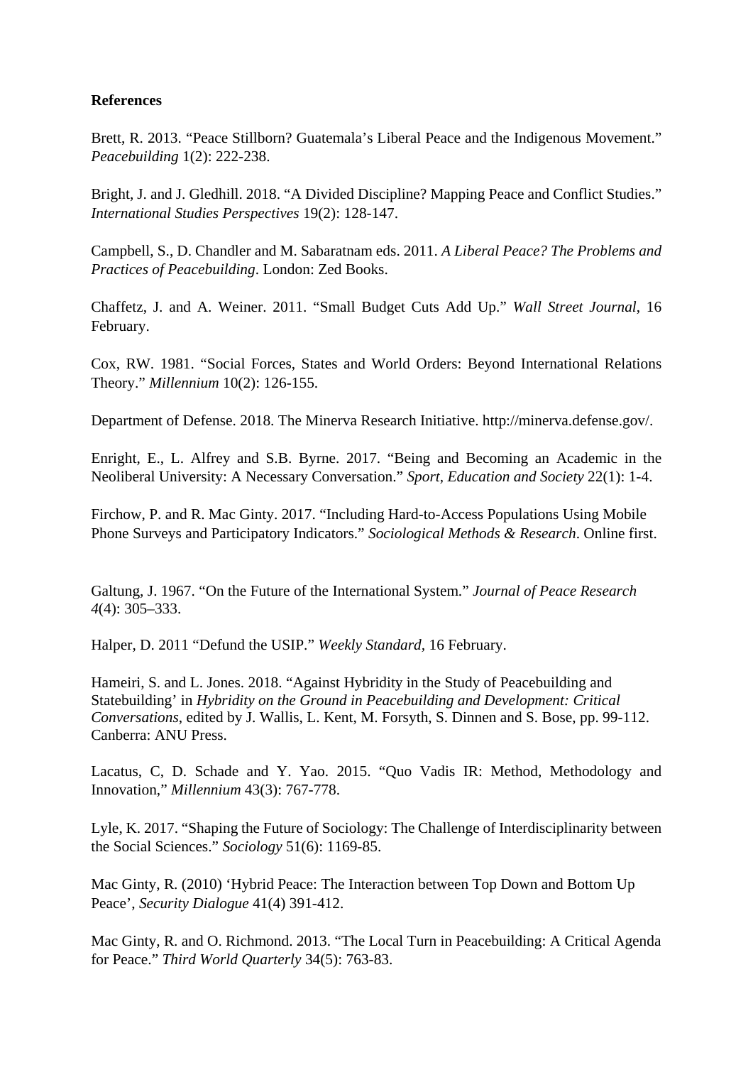**References**

Brett, R. 2013. “Peace Stillborn? Guatemala’s Liberal Peace and the Indigenous Movement.” *Peacebuilding* 1(2): 222-238.

Bright, J. and J. Gledhill. 2018. “A Divided Discipline? Mapping Peace and Conflict Studies.” *International Studies Perspectives* 19(2): 128-147.

Campbell, S., D. Chandler and M. Sabaratnam eds. 2011. *A Liberal Peace? The Problems and Practices of Peacebuilding*. London: Zed Books.

Chaffetz, J. and A. Weiner. 2011. “Small Budget Cuts Add Up.” *Wall Street Journal*, 16 February.

Cox, RW. 1981. “Social Forces, States and World Orders: Beyond International Relations Theory.” *Millennium* 10(2): 126-155.

Department of Defense. 2018. The Minerva Research Initiative. http://minerva.defense.gov/.

Enright, E., L. Alfrey and S.B. Byrne. 2017. “Being and Becoming an Academic in the Neoliberal University: A Necessary Conversation.” *Sport, Education and Society* 22(1): 1-4.

Firchow, P. and R. Mac Ginty. 2017. “Including Hard-to-Access Populations Using Mobile Phone Surveys and Participatory Indicators.” *Sociological Methods & Research*. Online first.

Galtung, J. 1967. “On the Future of the International System.” *Journal of Peace Research 4*(4): 305–333.

Halper, D. 2011 “Defund the USIP.” *Weekly Standard*, 16 February.

Hameiri, S. and L. Jones. 2018. “Against Hybridity in the Study of Peacebuilding and Statebuilding’ in *Hybridity on the Ground in Peacebuilding and Development: Critical Conversations*, edited by J. Wallis, L. Kent, M. Forsyth, S. Dinnen and S. Bose, pp. 99-112. Canberra: ANU Press.

Lacatus, C, D. Schade and Y. Yao. 2015. “Quo Vadis IR: Method, Methodology and Innovation,” *Millennium* 43(3): 767-778.

Lyle, K. 2017. “Shaping the Future of Sociology: The Challenge of Interdisciplinarity between the Social Sciences.” *Sociology* 51(6): 1169-85.

Mac Ginty, R. (2010) ‘Hybrid Peace: The Interaction between Top Down and Bottom Up Peace’, *Security Dialogue* 41(4) 391-412.

Mac Ginty, R. and O. Richmond. 2013. “The Local Turn in Peacebuilding: A Critical Agenda for Peace.” *Third World Quarterly* 34(5): 763-83.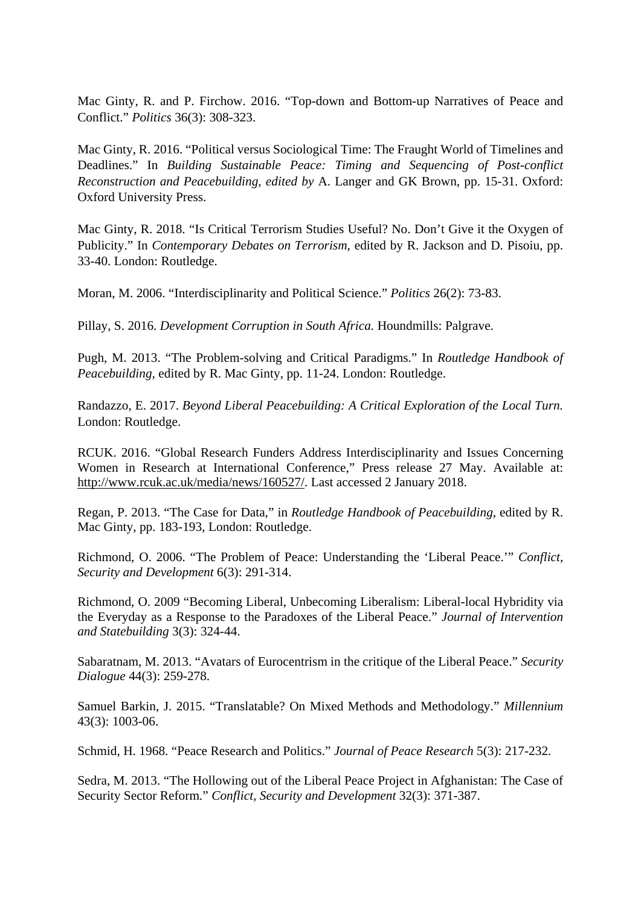Mac Ginty, R. and P. Firchow. 2016. “Top-down and Bottom-up Narratives of Peace and Conflict.” *Politics* 36(3): 308-323.

Mac Ginty, R. 2016. “Political versus Sociological Time: The Fraught World of Timelines and Deadlines.” In *Building Sustainable Peace: Timing and Sequencing of Post-conflict Reconstruction and Peacebuilding, edited by* A. Langer and GK Brown, pp. 15-31. Oxford: Oxford University Press.

Mac Ginty, R. 2018. “Is Critical Terrorism Studies Useful? No. Don’t Give it the Oxygen of Publicity.” In *Contemporary Debates on Terrorism*, edited by R. Jackson and D. Pisoiu, pp. 33-40. London: Routledge.

Moran, M. 2006. “Interdisciplinarity and Political Science.” *Politics* 26(2): 73-83.

Pillay, S. 2016. *Development Corruption in South Africa.* Houndmills: Palgrave.

Pugh, M. 2013. “The Problem-solving and Critical Paradigms.” In *Routledge Handbook of Peacebuilding*, edited by R. Mac Ginty, pp. 11-24. London: Routledge.

Randazzo, E. 2017. *Beyond Liberal Peacebuilding: A Critical Exploration of the Local Turn.* London: Routledge.

RCUK. 2016. “Global Research Funders Address Interdisciplinarity and Issues Concerning Women in Research at International Conference,” Press release 27 May. Available at: http://www.rcuk.ac.uk/media/news/160527/. Last accessed 2 January 2018.

Regan, P. 2013. “The Case for Data,” in *Routledge Handbook of Peacebuilding*, edited by R. Mac Ginty, pp. 183-193, London: Routledge.

Richmond, O. 2006. “The Problem of Peace: Understanding the ‘Liberal Peace.’” *Conflict, Security and Development* 6(3): 291-314.

Richmond, O. 2009 “Becoming Liberal, Unbecoming Liberalism: Liberal-local Hybridity via the Everyday as a Response to the Paradoxes of the Liberal Peace.” *Journal of Intervention and Statebuilding* 3(3): 324-44.

Sabaratnam, M. 2013. “Avatars of Eurocentrism in the critique of the Liberal Peace.” *Security Dialogue* 44(3): 259-278.

Samuel Barkin, J. 2015. “Translatable? On Mixed Methods and Methodology.” *Millennium* 43(3): 1003-06.

Schmid, H. 1968. “Peace Research and Politics.” *Journal of Peace Research* 5(3): 217-232.

Sedra, M. 2013. “The Hollowing out of the Liberal Peace Project in Afghanistan: The Case of Security Sector Reform.” *Conflict, Security and Development* 32(3): 371-387.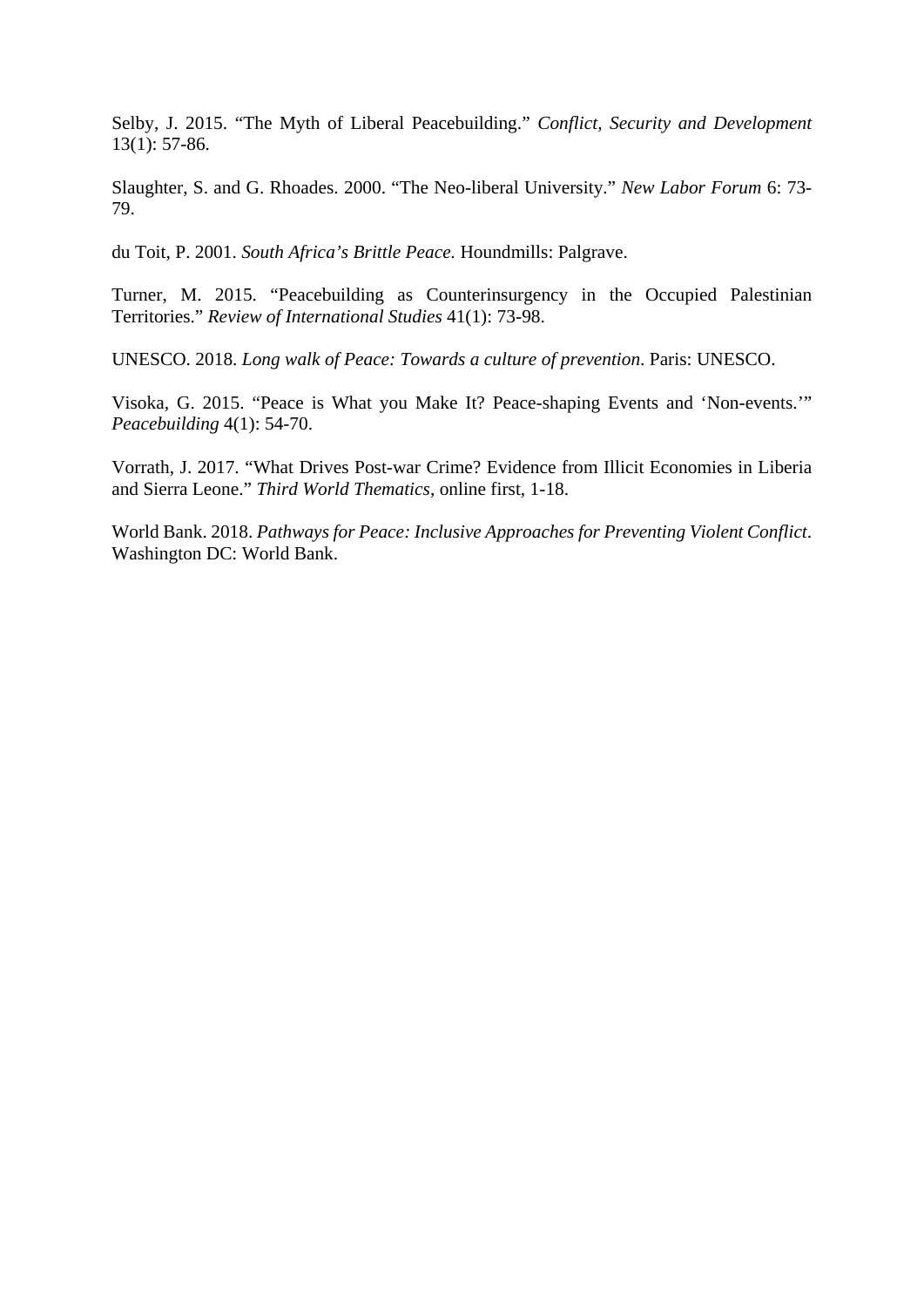Selby, J. 2015. “The Myth of Liberal Peacebuilding.” *Conflict, Security and Development* 13(1): 57-86.

Slaughter, S. and G. Rhoades. 2000. “The Neo-liberal University.” *New Labor Forum* 6: 73-79.

du Toit, P. 2001. *South Africa’s Brittle Peace.* Houndmills: Palgrave.

Turner, M. 2015. “Peacebuilding as Counterinsurgency in the Occupied Palestinian Territories.” *Review of International Studies* 41(1): 73-98.

UNESCO. 2018. *Long walk of Peace: Towards a culture of prevention*. Paris: UNESCO.

Visoka, G. 2015. “Peace is What you Make It? Peace-shaping Events and ‘Non-events.’” *Peacebuilding* 4(1): 54-70.

Vorrath, J. 2017. “What Drives Post-war Crime? Evidence from Illicit Economies in Liberia and Sierra Leone.” *Third World Thematics*, online first, 1-18.

World Bank. 2018. *Pathways for Peace: Inclusive Approaches for Preventing Violent Conflict*. Washington DC: World Bank.